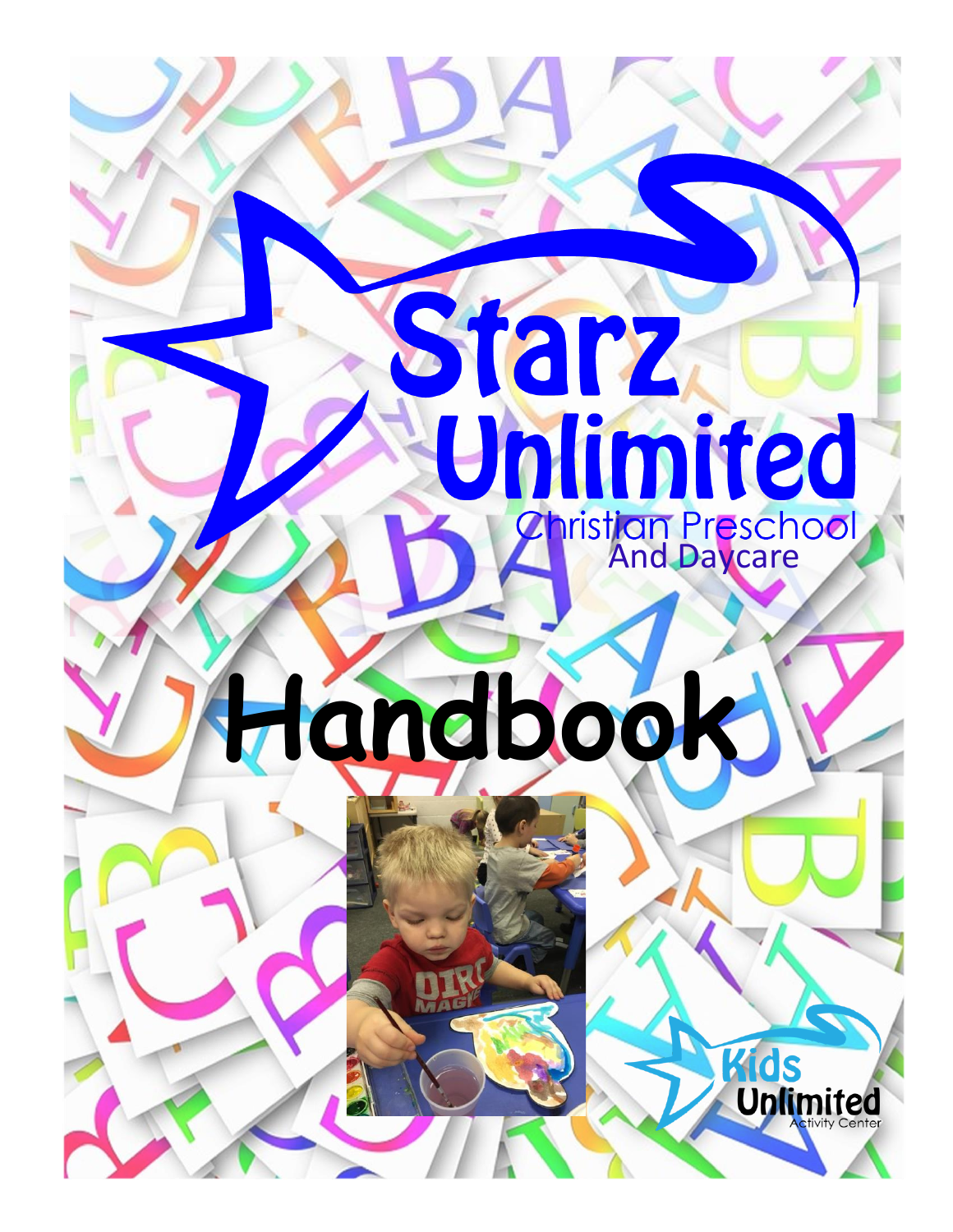# Starz Unlimited

Christian Preschool And Daycare

# Handbook

Kids Unlimited Activity Center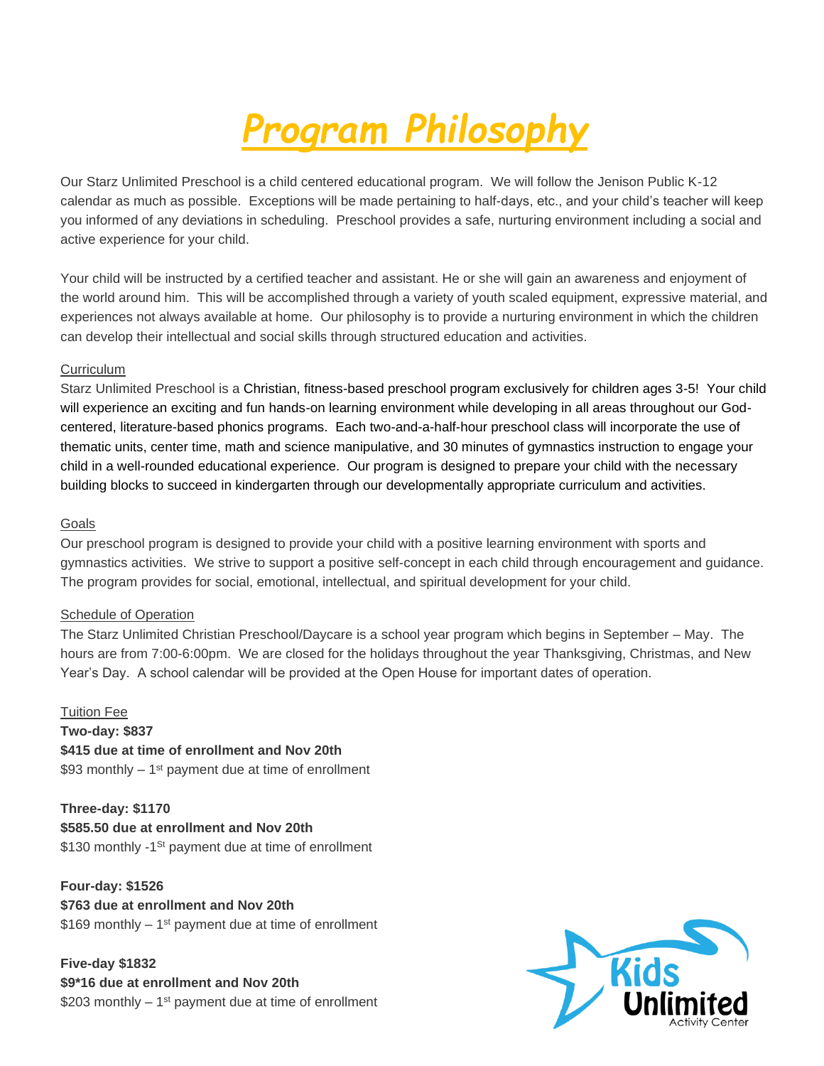# *Program Philosophy*

Our Starz Unlimited Preschool is a child centered educational program. We will follow the Jenison Public K-12 calendar as much as possible. Exceptions will be made pertaining to half-days, etc., and your child's teacher will keep you informed of any deviations in scheduling. Preschool provides a safe, nurturing environment including a social and active experience for your child.

Your child will be instructed by a certified teacher and assistant. He or she will gain an awareness and enjoyment of the world around him. This will be accomplished through a variety of youth scaled equipment, expressive material, and experiences not always available at home. Our philosophy is to provide a nurturing environment in which the children can develop their intellectual and social skills through structured education and activities.

Curriculum

Starz Unlimited Preschool is a Christian, fitness-based preschool program exclusively for children ages 3-5! Your child will experience an exciting and fun hands-on learning environment while developing in all areas throughout our God-centered, literature-based phonics programs. Each two-and-a-half-hour preschool class will incorporate the use of thematic units, center time, math and science manipulative, and 30 minutes of gymnastics instruction to engage your child in a well-rounded educational experience. Our program is designed to prepare your child with the necessary building blocks to succeed in kindergarten through our developmentally appropriate curriculum and activities.

Goals

Our preschool program is designed to provide your child with a positive learning environment with sports and gymnastics activities. We strive to support a positive self-concept in each child through encouragement and guidance. The program provides for social, emotional, intellectual, and spiritual development for your child.

Schedule of Operation

The Starz Unlimited Christian Preschool/Daycare is a school year program which begins in September – May. The hours are from 7:00-6:00pm. We are closed for the holidays throughout the year Thanksgiving, Christmas, and New Year's Day. A school calendar will be provided at the Open House for important dates of operation.

Tuition Fee

**Two-day: $837**
**$415 due at time of enrollment and Nov 20th**
$93 monthly – 1st payment due at time of enrollment

**Three-day: $1170**
**$585.50 due at enrollment and Nov 20th**
$130 monthly -1St payment due at time of enrollment

**Four-day: $1526**
**$763 due at enrollment and Nov 20th**
$169 monthly – 1st payment due at time of enrollment

**Five-day $1832**
**$9*16 due at enrollment and Nov 20th**
$203 monthly – 1st payment due at time of enrollment

Kids Unlimited Activity Center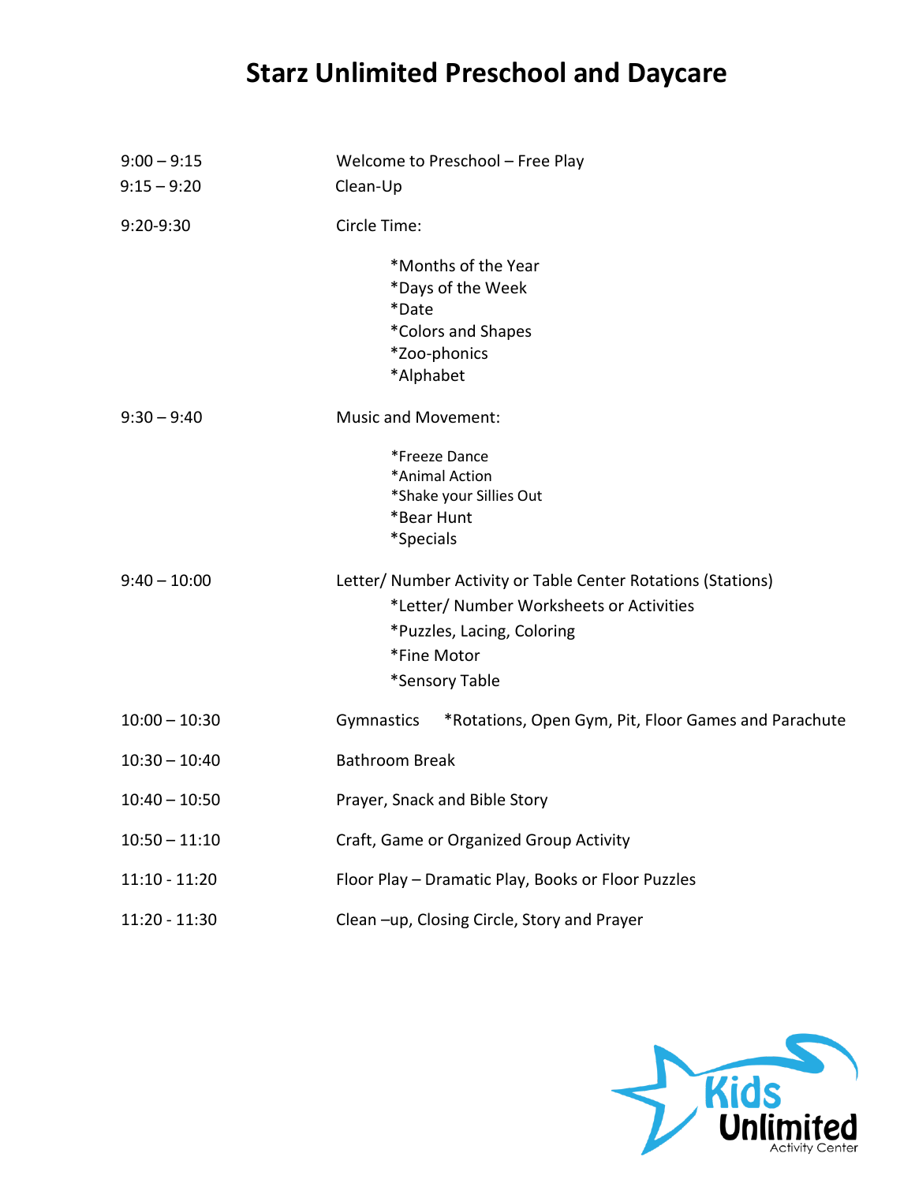# Starz Unlimited Preschool and Daycare

| | |
|---|---|
| 9:00 – 9:15 | Welcome to Preschool – Free Play |
| 9:15 – 9:20 | Clean-Up |
| 9:20-9:30 | Circle Time:<br>*Months of the Year<br>*Days of the Week<br>*Date<br>*Colors and Shapes<br>*Zoo-phonics<br>*Alphabet |
| 9:30 – 9:40 | Music and Movement:<br>*Freeze Dance<br>*Animal Action<br>*Shake your Sillies Out<br>*Bear Hunt<br>*Specials |
| 9:40 – 10:00 | Letter/ Number Activity or Table Center Rotations (Stations)<br>*Letter/ Number Worksheets or Activities<br>*Puzzles, Lacing, Coloring<br>*Fine Motor<br>*Sensory Table |
| 10:00 – 10:30 | Gymnastics *Rotations, Open Gym, Pit, Floor Games and Parachute |
| 10:30 – 10:40 | Bathroom Break |
| 10:40 – 10:50 | Prayer, Snack and Bible Story |
| 10:50 – 11:10 | Craft, Game or Organized Group Activity |
| 11:10 - 11:20 | Floor Play – Dramatic Play, Books or Floor Puzzles |
| 11:20 - 11:30 | Clean –up, Closing Circle, Story and Prayer |

Kids Unlimited
Activity Center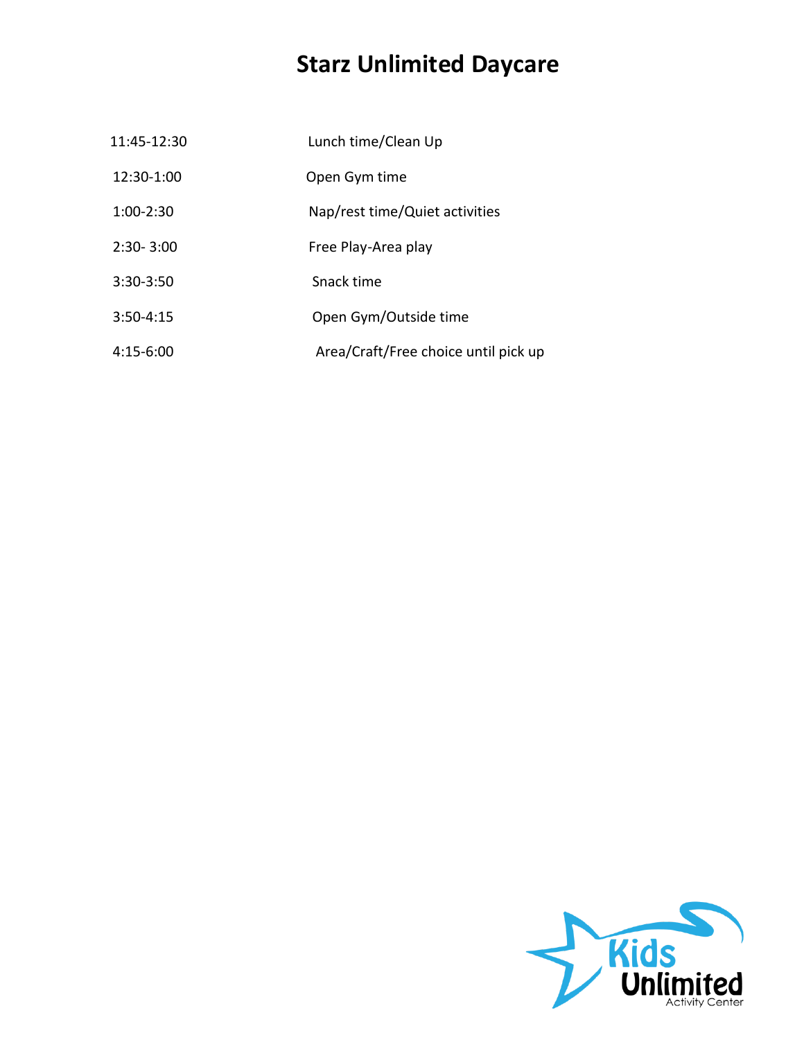# Starz Unlimited Daycare

| | |
|---|---|
| 11:45-12:30 | Lunch time/Clean Up |
| 12:30-1:00 | Open Gym time |
| 1:00-2:30 | Nap/rest time/Quiet activities |
| 2:30- 3:00 | Free Play-Area play |
| 3:30-3:50 | Snack time |
| 3:50-4:15 | Open Gym/Outside time |
| 4:15-6:00 | Area/Craft/Free choice until pick up |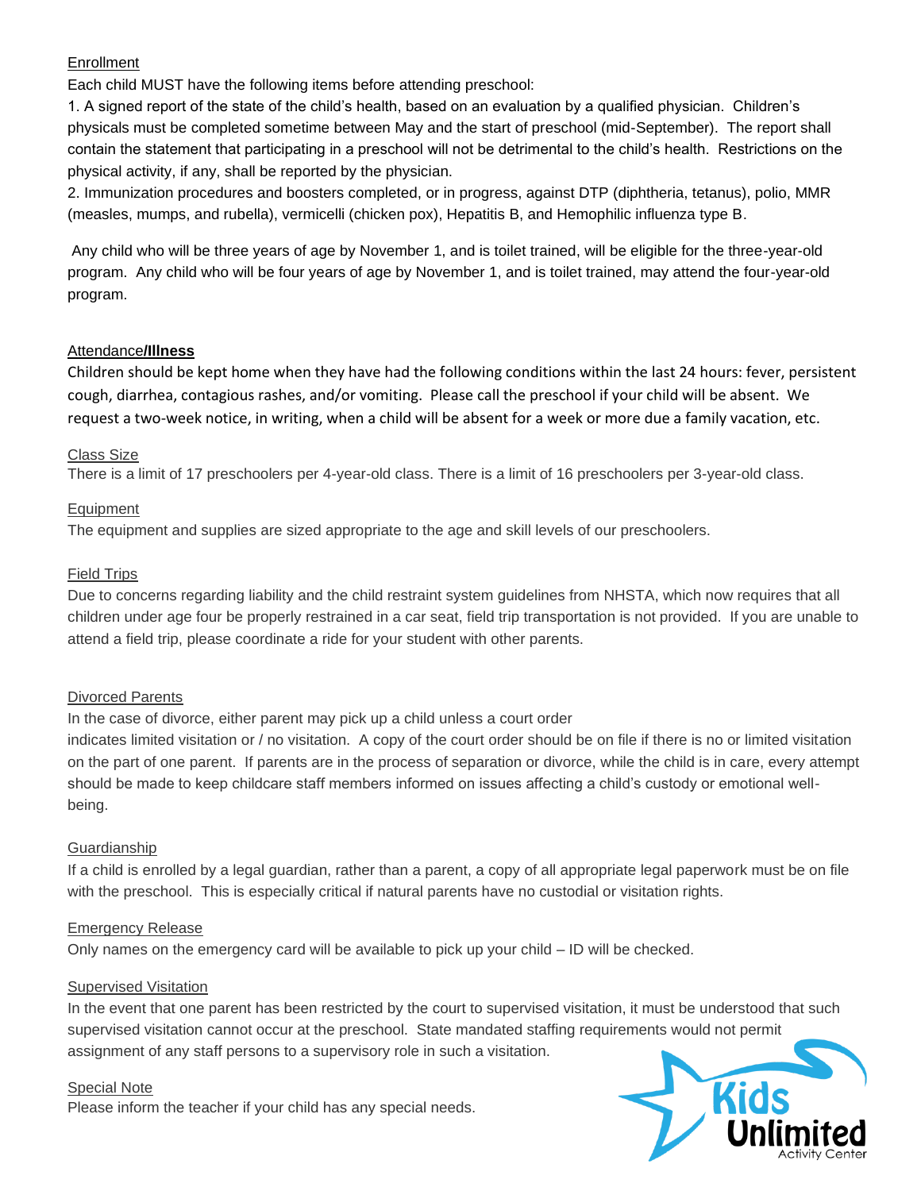## Enrollment

Each child MUST have the following items before attending preschool:

1. A signed report of the state of the child's health, based on an evaluation by a qualified physician. Children's physicals must be completed sometime between May and the start of preschool (mid-September). The report shall contain the statement that participating in a preschool will not be detrimental to the child's health. Restrictions on the physical activity, if any, shall be reported by the physician.
2. Immunization procedures and boosters completed, or in progress, against DTP (diphtheria, tetanus), polio, MMR (measles, mumps, and rubella), vermicelli (chicken pox), Hepatitis B, and Hemophilic influenza type B.

Any child who will be three years of age by November 1, and is toilet trained, will be eligible for the three-year-old program. Any child who will be four years of age by November 1, and is toilet trained, may attend the four-year-old program.

## Attendance/Illness

Children should be kept home when they have had the following conditions within the last 24 hours: fever, persistent cough, diarrhea, contagious rashes, and/or vomiting. Please call the preschool if your child will be absent. We request a two-week notice, in writing, when a child will be absent for a week or more due a family vacation, etc.

## Class Size

There is a limit of 17 preschoolers per 4-year-old class. There is a limit of 16 preschoolers per 3-year-old class.

## Equipment

The equipment and supplies are sized appropriate to the age and skill levels of our preschoolers.

## Field Trips

Due to concerns regarding liability and the child restraint system guidelines from NHSTA, which now requires that all children under age four be properly restrained in a car seat, field trip transportation is not provided. If you are unable to attend a field trip, please coordinate a ride for your student with other parents.

## Divorced Parents

In the case of divorce, either parent may pick up a child unless a court order indicates limited visitation or / no visitation. A copy of the court order should be on file if there is no or limited visitation on the part of one parent. If parents are in the process of separation or divorce, while the child is in care, every attempt should be made to keep childcare staff members informed on issues affecting a child's custody or emotional well-being.

## Guardianship

If a child is enrolled by a legal guardian, rather than a parent, a copy of all appropriate legal paperwork must be on file with the preschool. This is especially critical if natural parents have no custodial or visitation rights.

## Emergency Release

Only names on the emergency card will be available to pick up your child – ID will be checked.

## Supervised Visitation

In the event that one parent has been restricted by the court to supervised visitation, it must be understood that such supervised visitation cannot occur at the preschool. State mandated staffing requirements would not permit assignment of any staff persons to a supervisory role in such a visitation.

## Special Note

Please inform the teacher if your child has any special needs.

Kids Unlimited Activity Center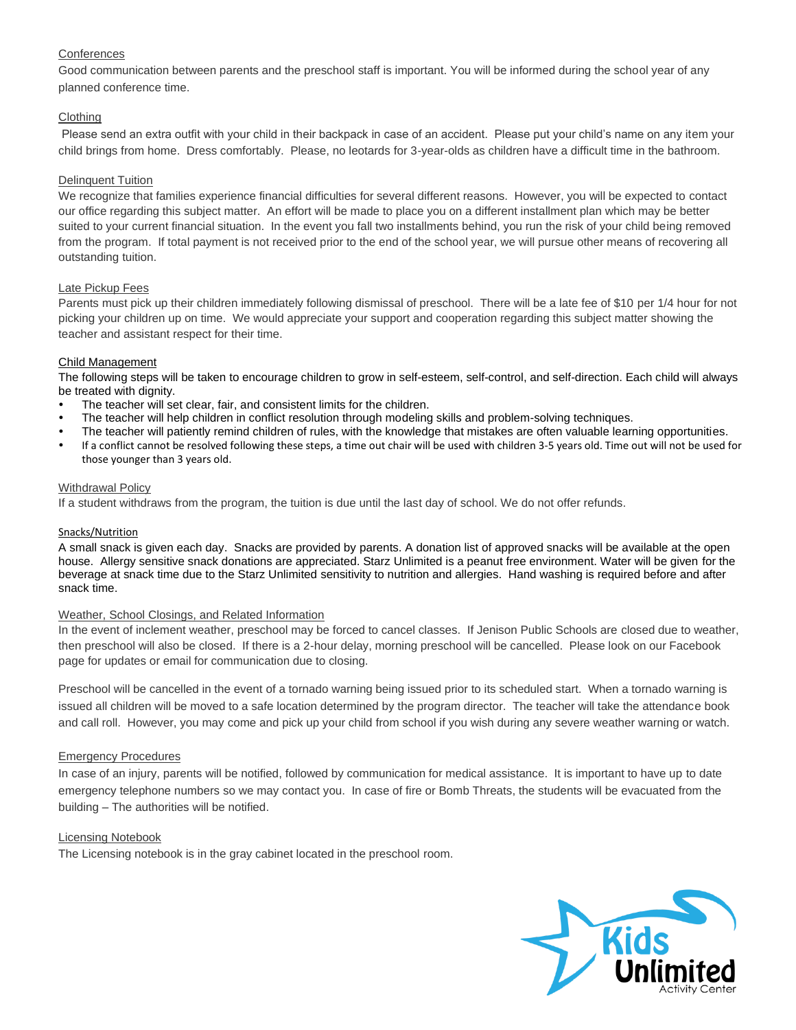## Conferences

Good communication between parents and the preschool staff is important. You will be informed during the school year of any planned conference time.

## Clothing

Please send an extra outfit with your child in their backpack in case of an accident. Please put your child's name on any item your child brings from home. Dress comfortably. Please, no leotards for 3-year-olds as children have a difficult time in the bathroom.

## Delinquent Tuition

We recognize that families experience financial difficulties for several different reasons. However, you will be expected to contact our office regarding this subject matter. An effort will be made to place you on a different installment plan which may be better suited to your current financial situation. In the event you fall two installments behind, you run the risk of your child being removed from the program. If total payment is not received prior to the end of the school year, we will pursue other means of recovering all outstanding tuition.

## Late Pickup Fees

Parents must pick up their children immediately following dismissal of preschool. There will be a late fee of $10 per 1/4 hour for not picking your children up on time. We would appreciate your support and cooperation regarding this subject matter showing the teacher and assistant respect for their time.

## Child Management

The following steps will be taken to encourage children to grow in self-esteem, self-control, and self-direction. Each child will always be treated with dignity.

- The teacher will set clear, fair, and consistent limits for the children.
- The teacher will help children in conflict resolution through modeling skills and problem-solving techniques.
- The teacher will patiently remind children of rules, with the knowledge that mistakes are often valuable learning opportunities.
- If a conflict cannot be resolved following these steps, a time out chair will be used with children 3-5 years old. Time out will not be used for those younger than 3 years old.

## Withdrawal Policy

If a student withdraws from the program, the tuition is due until the last day of school. We do not offer refunds.

## Snacks/Nutrition

A small snack is given each day. Snacks are provided by parents. A donation list of approved snacks will be available at the open house. Allergy sensitive snack donations are appreciated. Starz Unlimited is a peanut free environment. Water will be given for the beverage at snack time due to the Starz Unlimited sensitivity to nutrition and allergies. Hand washing is required before and after snack time.

## Weather, School Closings, and Related Information

In the event of inclement weather, preschool may be forced to cancel classes. If Jenison Public Schools are closed due to weather, then preschool will also be closed. If there is a 2-hour delay, morning preschool will be cancelled. Please look on our Facebook page for updates or email for communication due to closing.

Preschool will be cancelled in the event of a tornado warning being issued prior to its scheduled start. When a tornado warning is issued all children will be moved to a safe location determined by the program director. The teacher will take the attendance book and call roll. However, you may come and pick up your child from school if you wish during any severe weather warning or watch.

## Emergency Procedures

In case of an injury, parents will be notified, followed by communication for medical assistance. It is important to have up to date emergency telephone numbers so we may contact you. In case of fire or Bomb Threats, the students will be evacuated from the building – The authorities will be notified.

## Licensing Notebook

The Licensing notebook is in the gray cabinet located in the preschool room.

Kids Unlimited Activity Center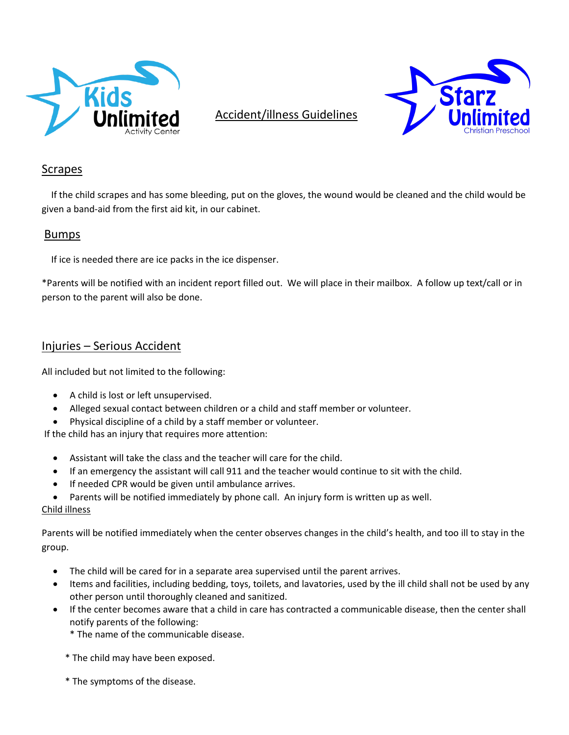Kids Unlimited Activity Center

# Accident/illness Guidelines

Starz Unlimited Christian Preschool

## Scrapes

If the child scrapes and has some bleeding, put on the gloves, the wound would be cleaned and the child would be given a band-aid from the first aid kit, in our cabinet.

## Bumps

If ice is needed there are ice packs in the ice dispenser.

*Parents will be notified with an incident report filled out. We will place in their mailbox. A follow up text/call or in person to the parent will also be done.

## Injuries – Serious Accident

All included but not limited to the following:

- A child is lost or left unsupervised.
- Alleged sexual contact between children or a child and staff member or volunteer.
- Physical discipline of a child by a staff member or volunteer.

If the child has an injury that requires more attention:

- Assistant will take the class and the teacher will care for the child.
- If an emergency the assistant will call 911 and the teacher would continue to sit with the child.
- If needed CPR would be given until ambulance arrives.
- Parents will be notified immediately by phone call. An injury form is written up as well.

## Child illness

Parents will be notified immediately when the center observes changes in the child's health, and too ill to stay in the group.

- The child will be cared for in a separate area supervised until the parent arrives.
- Items and facilities, including bedding, toys, toilets, and lavatories, used by the ill child shall not be used by any other person until thoroughly cleaned and sanitized.
- If the center becomes aware that a child in care has contracted a communicable disease, then the center shall notify parents of the following:
  * The name of the communicable disease.

  * The child may have been exposed.

  * The symptoms of the disease.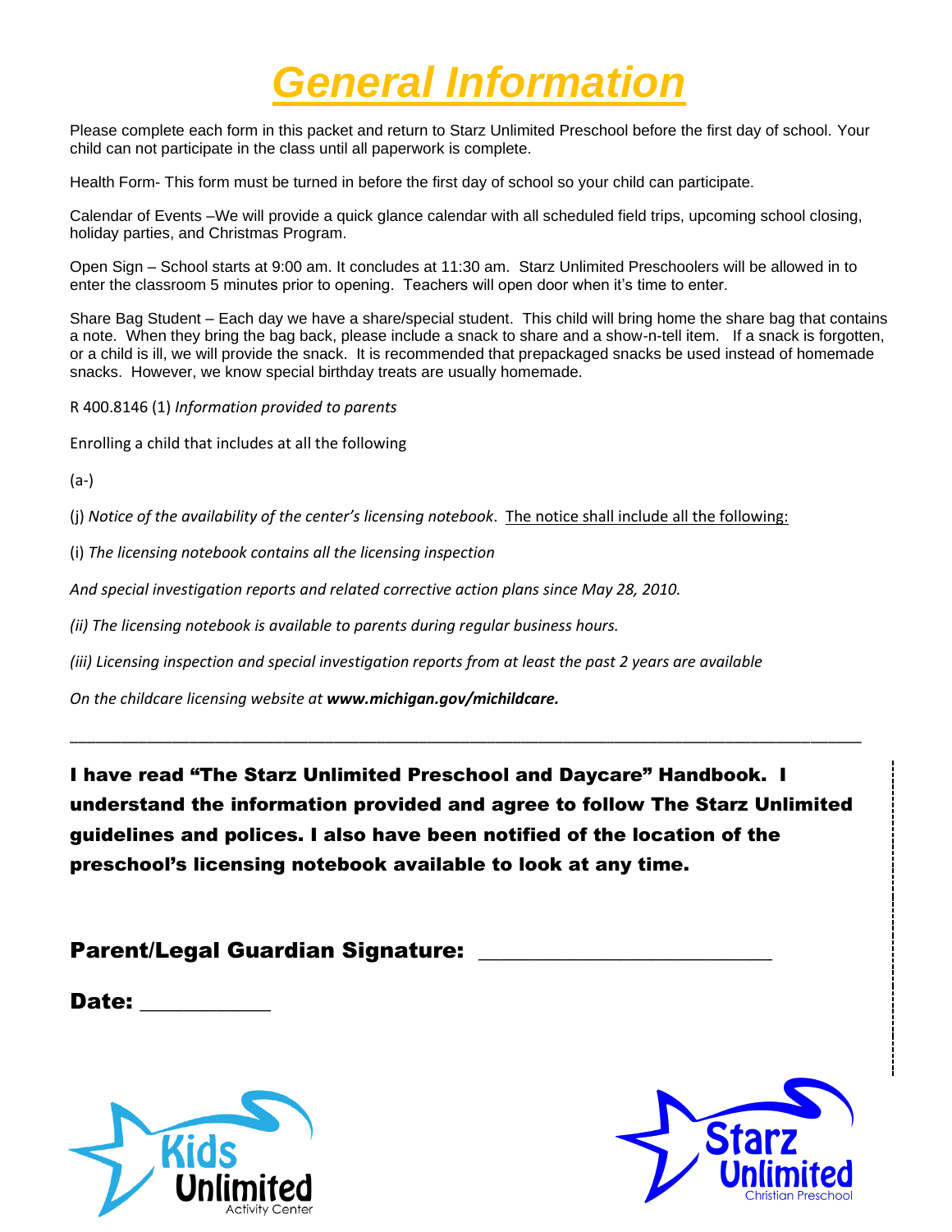# *General Information*

Please complete each form in this packet and return to Starz Unlimited Preschool before the first day of school. Your child can not participate in the class until all paperwork is complete.

Health Form- This form must be turned in before the first day of school so your child can participate.

Calendar of Events –We will provide a quick glance calendar with all scheduled field trips, upcoming school closing, holiday parties, and Christmas Program.

Open Sign – School starts at 9:00 am. It concludes at 11:30 am. Starz Unlimited Preschoolers will be allowed in to enter the classroom 5 minutes prior to opening. Teachers will open door when it's time to enter.

Share Bag Student – Each day we have a share/special student. This child will bring home the share bag that contains a note. When they bring the bag back, please include a snack to share and a show-n-tell item. If a snack is forgotten, or a child is ill, we will provide the snack. It is recommended that prepackaged snacks be used instead of homemade snacks. However, we know special birthday treats are usually homemade.

R 400.8146 (1) *Information provided to parents*

Enrolling a child that includes at all the following

(a-)

(j) *Notice of the availability of the center's licensing notebook*. <u>The notice shall include all the following:</u>

(i) *The licensing notebook contains all the licensing inspection*

*And special investigation reports and related corrective action plans since May 28, 2010.*

*(ii) The licensing notebook is available to parents during regular business hours.*

*(iii) Licensing inspection and special investigation reports from at least the past 2 years are available*

*On the childcare licensing website at* ***www.michigan.gov/michildcare.***

---

**I have read "The Starz Unlimited Preschool and Daycare" Handbook. I understand the information provided and agree to follow The Starz Unlimited guidelines and polices. I also have been notified of the location of the preschool's licensing notebook available to look at any time.**

**Parent/Legal Guardian Signature:** ___________________________

**Date:** ____________

Kids Unlimited Activity Center

Starz Unlimited Christian Preschool